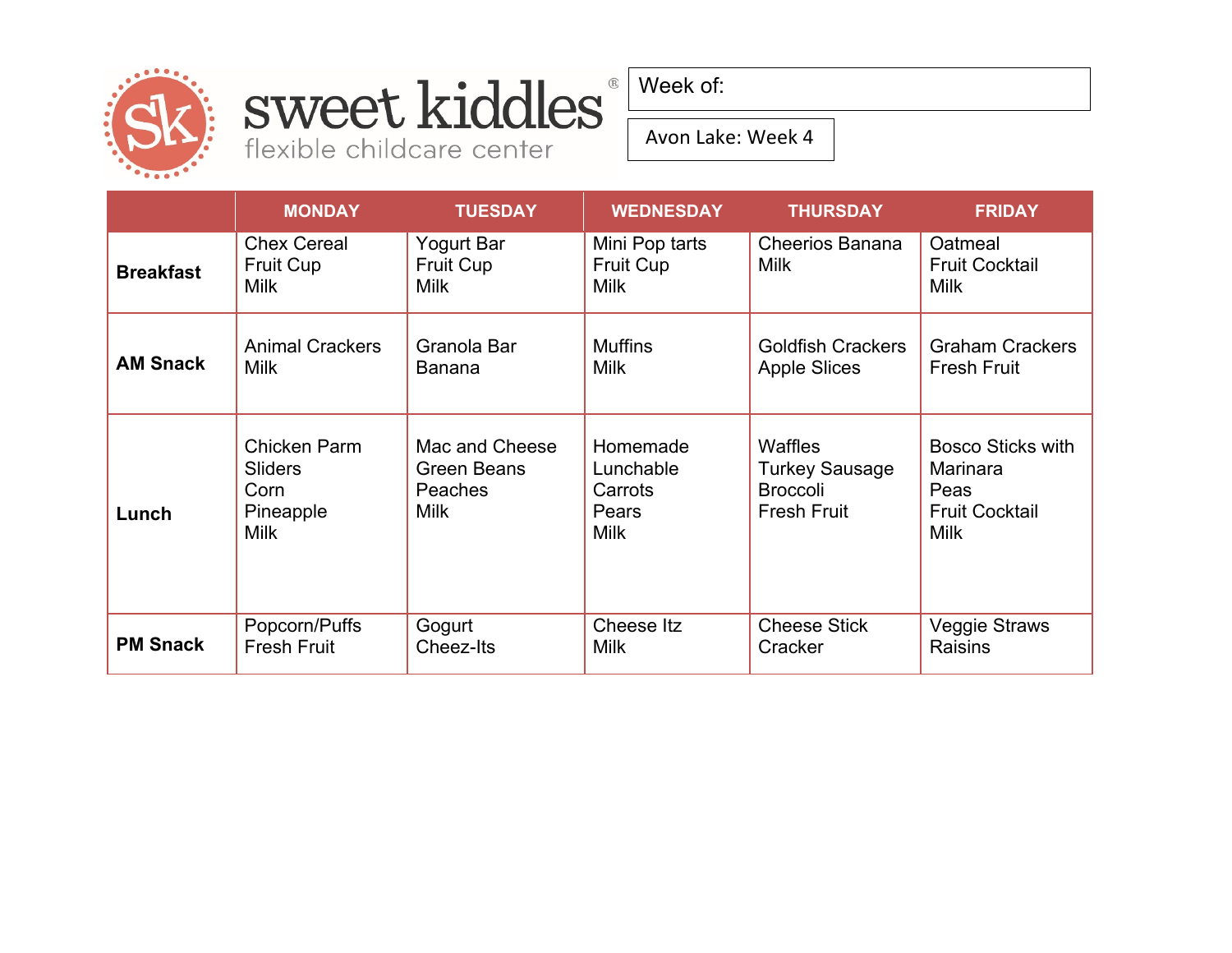# sweet kiddles®

flexible childcare center

Week of:

Avon Lake: Week 4

| | MONDAY | TUESDAY | WEDNESDAY | THURSDAY | FRIDAY |
|---|---|---|---|---|---|
| **Breakfast** | Chex Cereal<br>Fruit Cup<br>Milk | Yogurt Bar<br>Fruit Cup<br>Milk | Mini Pop tarts<br>Fruit Cup<br>Milk | Cheerios Banana<br>Milk | Oatmeal<br>Fruit Cocktail<br>Milk |
| **AM Snack** | Animal Crackers<br>Milk | Granola Bar<br>Banana | Muffins<br>Milk | Goldfish Crackers<br>Apple Slices | Graham Crackers<br>Fresh Fruit |
| **Lunch** | Chicken Parm Sliders<br>Corn<br>Pineapple<br>Milk | Mac and Cheese<br>Green Beans<br>Peaches<br>Milk | Homemade Lunchable<br>Carrots<br>Pears<br>Milk | Waffles<br>Turkey Sausage<br>Broccoli<br>Fresh Fruit | Bosco Sticks with Marinara<br>Peas<br>Fruit Cocktail<br>Milk |
| **PM Snack** | Popcorn/Puffs<br>Fresh Fruit | Gogurt<br>Cheez-Its | Cheese Itz<br>Milk | Cheese Stick<br>Cracker | Veggie Straws<br>Raisins |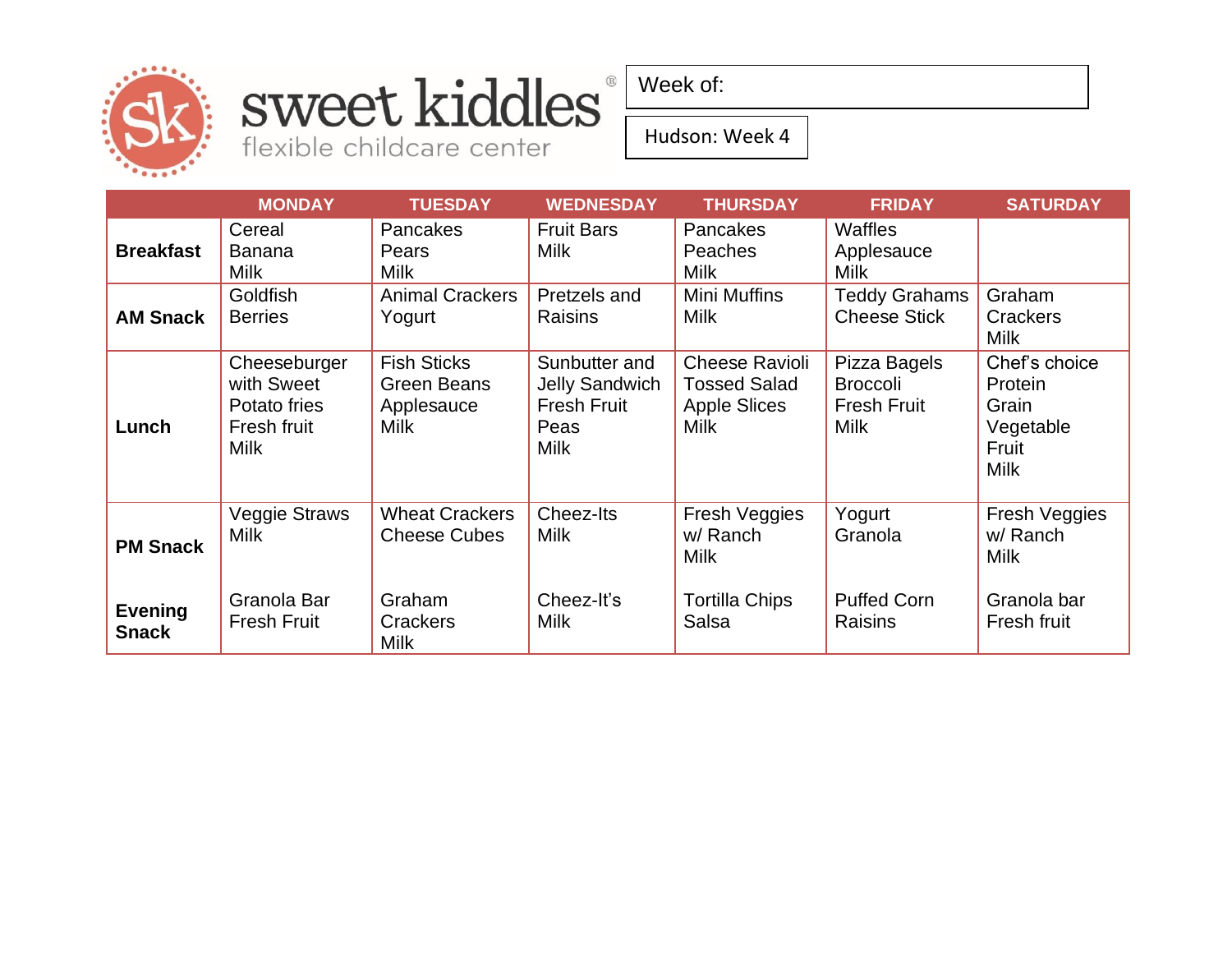sweet kiddles®
flexible childcare center

Week of:

Hudson: Week 4

| | MONDAY | TUESDAY | WEDNESDAY | THURSDAY | FRIDAY | SATURDAY |
|---|---|---|---|---|---|---|
| **Breakfast** | Cereal<br>Banana<br>Milk | Pancakes<br>Pears<br>Milk | Fruit Bars<br>Milk | Pancakes<br>Peaches<br>Milk | Waffles<br>Applesauce<br>Milk | |
| **AM Snack** | Goldfish<br>Berries | Animal Crackers<br>Yogurt | Pretzels and<br>Raisins | Mini Muffins<br>Milk | Teddy Grahams<br>Cheese Stick | Graham<br>Crackers<br>Milk |
| **Lunch** | Cheeseburger<br>with Sweet<br>Potato fries<br>Fresh fruit<br>Milk | Fish Sticks<br>Green Beans<br>Applesauce<br>Milk | Sunbutter and<br>Jelly Sandwich<br>Fresh Fruit<br>Peas<br>Milk | Cheese Ravioli<br>Tossed Salad<br>Apple Slices<br>Milk | Pizza Bagels<br>Broccoli<br>Fresh Fruit<br>Milk | Chef's choice<br>Protein<br>Grain<br>Vegetable<br>Fruit<br>Milk |
| **PM Snack** | Veggie Straws<br>Milk | Wheat Crackers<br>Cheese Cubes | Cheez-Its<br>Milk | Fresh Veggies<br>w/ Ranch<br>Milk | Yogurt<br>Granola | Fresh Veggies<br>w/ Ranch<br>Milk |
| **Evening Snack** | Granola Bar<br>Fresh Fruit | Graham<br>Crackers<br>Milk | Cheez-It's<br>Milk | Tortilla Chips<br>Salsa | Puffed Corn<br>Raisins | Granola bar<br>Fresh fruit |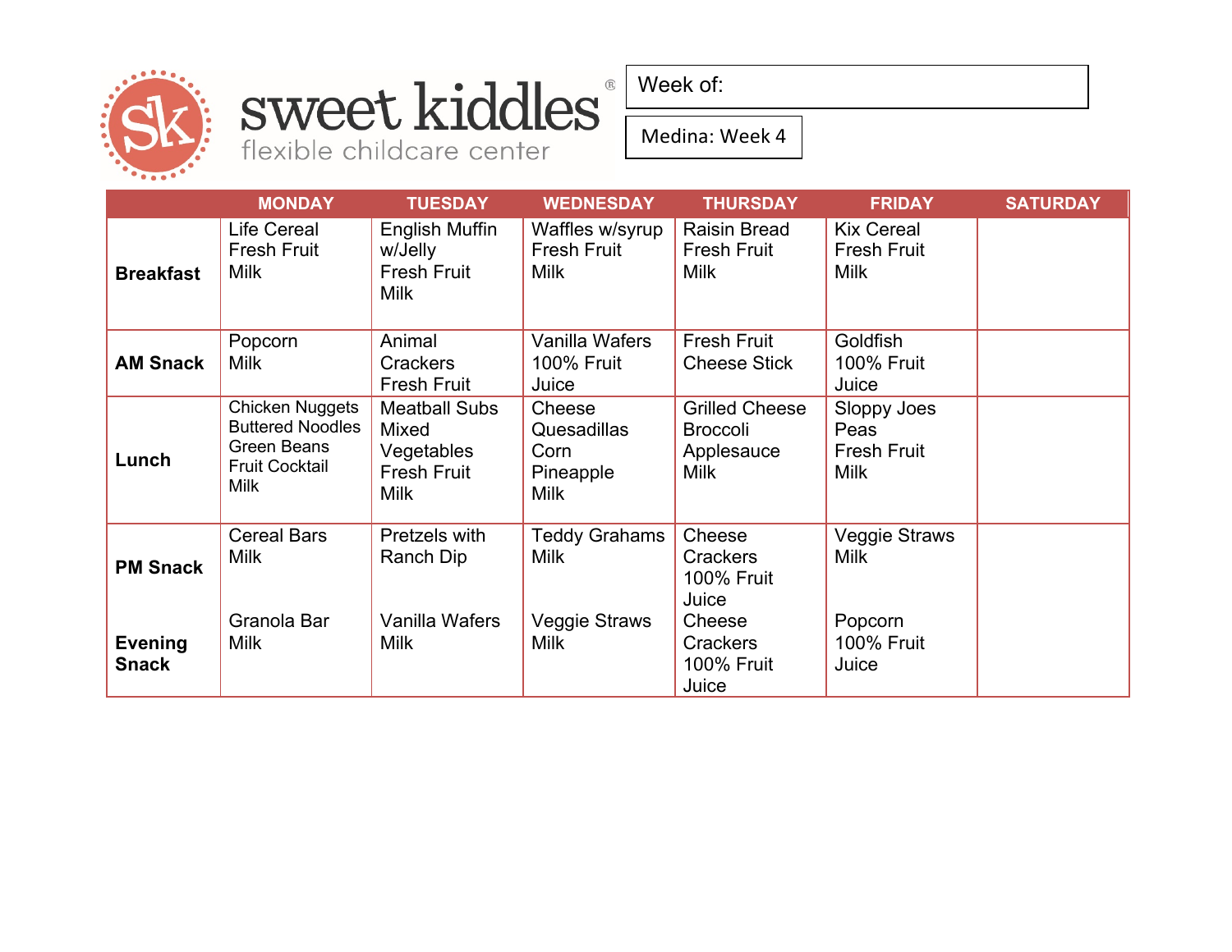# sweet kiddles®

flexible childcare center

Week of:

Medina: Week 4

| | MONDAY | TUESDAY | WEDNESDAY | THURSDAY | FRIDAY | SATURDAY |
|---|---|---|---|---|---|---|
| **Breakfast** | Life Cereal<br>Fresh Fruit<br>Milk | English Muffin w/Jelly<br>Fresh Fruit<br>Milk | Waffles w/syrup<br>Fresh Fruit<br>Milk | Raisin Bread<br>Fresh Fruit<br>Milk | Kix Cereal<br>Fresh Fruit<br>Milk | |
| **AM Snack** | Popcorn<br>Milk | Animal Crackers<br>Fresh Fruit | Vanilla Wafers<br>100% Fruit Juice | Fresh Fruit<br>Cheese Stick | Goldfish<br>100% Fruit Juice | |
| **Lunch** | Chicken Nuggets<br>Buttered Noodles<br>Green Beans<br>Fruit Cocktail<br>Milk | Meatball Subs<br>Mixed Vegetables<br>Fresh Fruit<br>Milk | Cheese Quesadillas<br>Corn<br>Pineapple<br>Milk | Grilled Cheese<br>Broccoli<br>Applesauce<br>Milk | Sloppy Joes<br>Peas<br>Fresh Fruit<br>Milk | |
| **PM Snack** | Cereal Bars<br>Milk | Pretzels with Ranch Dip | Teddy Grahams<br>Milk | Cheese Crackers<br>100% Fruit Juice | Veggie Straws<br>Milk | |
| **Evening Snack** | Granola Bar<br>Milk | Vanilla Wafers<br>Milk | Veggie Straws<br>Milk | Cheese Crackers<br>100% Fruit Juice | Popcorn<br>100% Fruit Juice | |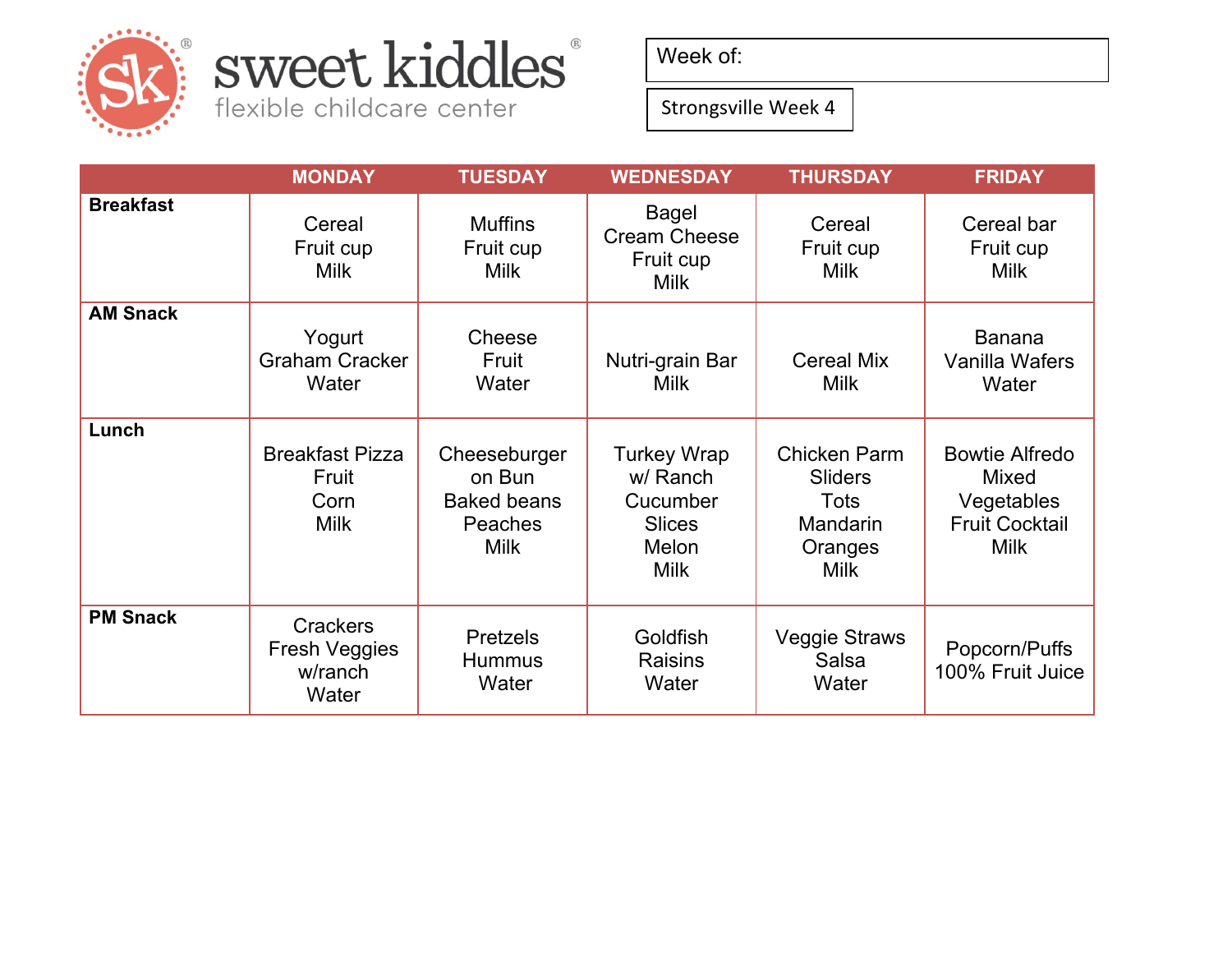sweet kiddles®
flexible childcare center

Week of:

Strongsville Week 4

| | MONDAY | TUESDAY | WEDNESDAY | THURSDAY | FRIDAY |
|---|---|---|---|---|---|
| **Breakfast** | Cereal<br>Fruit cup<br>Milk | Muffins<br>Fruit cup<br>Milk | Bagel<br>Cream Cheese<br>Fruit cup<br>Milk | Cereal<br>Fruit cup<br>Milk | Cereal bar<br>Fruit cup<br>Milk |
| **AM Snack** | Yogurt<br>Graham Cracker<br>Water | Cheese<br>Fruit<br>Water | Nutri-grain Bar<br>Milk | Cereal Mix<br>Milk | Banana<br>Vanilla Wafers<br>Water |
| **Lunch** | Breakfast Pizza<br>Fruit<br>Corn<br>Milk | Cheeseburger on Bun<br>Baked beans<br>Peaches<br>Milk | Turkey Wrap w/ Ranch<br>Cucumber Slices<br>Melon<br>Milk | Chicken Parm Sliders<br>Tots<br>Mandarin Oranges<br>Milk | Bowtie Alfredo<br>Mixed Vegetables<br>Fruit Cocktail<br>Milk |
| **PM Snack** | Crackers<br>Fresh Veggies w/ranch<br>Water | Pretzels<br>Hummus<br>Water | Goldfish<br>Raisins<br>Water | Veggie Straws<br>Salsa<br>Water | Popcorn/Puffs<br>100% Fruit Juice |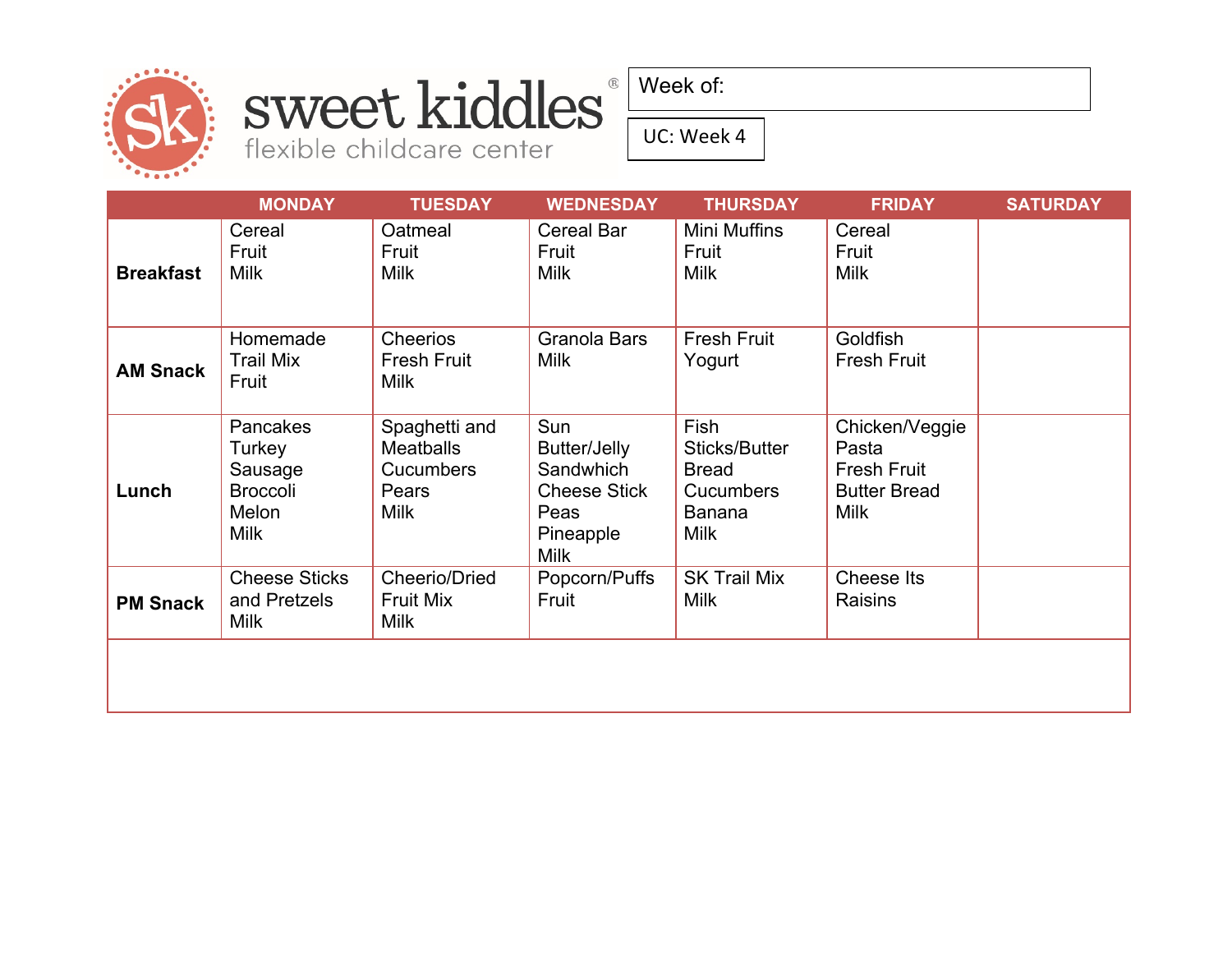sweet kiddles®
flexible childcare center

Week of:

UC: Week 4

| | MONDAY | TUESDAY | WEDNESDAY | THURSDAY | FRIDAY | SATURDAY |
|---|---|---|---|---|---|---|
| **Breakfast** | Cereal<br>Fruit<br>Milk | Oatmeal<br>Fruit<br>Milk | Cereal Bar<br>Fruit<br>Milk | Mini Muffins<br>Fruit<br>Milk | Cereal<br>Fruit<br>Milk | |
| **AM Snack** | Homemade Trail Mix<br>Fruit | Cheerios<br>Fresh Fruit<br>Milk | Granola Bars<br>Milk | Fresh Fruit<br>Yogurt | Goldfish<br>Fresh Fruit | |
| **Lunch** | Pancakes<br>Turkey Sausage<br>Broccoli<br>Melon<br>Milk | Spaghetti and Meatballs<br>Cucumbers<br>Pears<br>Milk | Sun Butter/Jelly Sandwhich<br>Cheese Stick<br>Peas<br>Pineapple<br>Milk | Fish Sticks/Butter Bread<br>Cucumbers<br>Banana<br>Milk | Chicken/Veggie Pasta<br>Fresh Fruit<br>Butter Bread<br>Milk | |
| **PM Snack** | Cheese Sticks and Pretzels<br>Milk | Cheerio/Dried Fruit Mix<br>Milk | Popcorn/Puffs<br>Fruit | SK Trail Mix<br>Milk | Cheese Its<br>Raisins | |